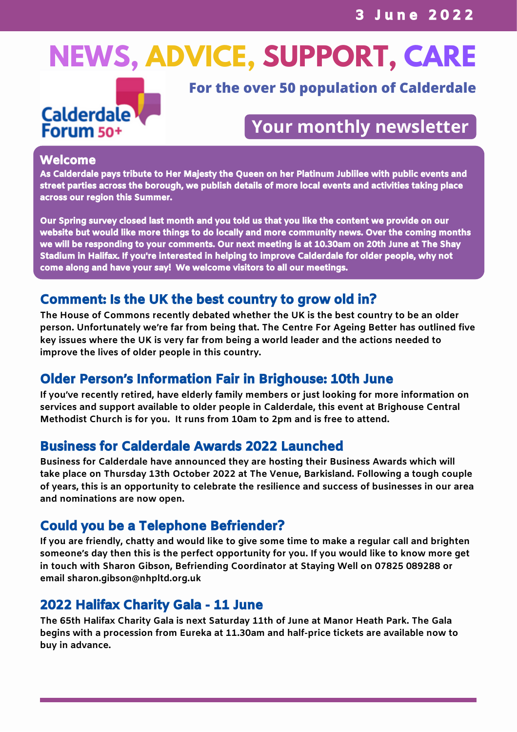3 June 2022

# NEWS, ADVICE, SUPPORT, CARE

Calderdale Forum 50+

**For the over 50 population of Calderdale**

## Your monthly newsletter

### Welcome

**As Calderdale pays tribute to Her Majesty the Queen on her Platinum Jublilee with public events and street parties across the borough, we publish details of more local events and activities taking place across our region this Summer.**

**Our Spring survey closed last month and you told us that you like the content we provide on our website but would like more things to do locally and more community news. Over the coming months we will be responding to your comments. Our next meeting is at 10.30am on 20th June at The Shay Stadium in Halifax. If you're interested in helping to improve Calderdale for older people, why not come along and have your say! We welcome visitors to all our meetings.**

### Comment: Is the UK the best country to grow old in?

**The House of Commons recently debated whether the UK is the best country to be an older person. Unfortunately we're far from being that. The Centre For Ageing Better has outlined five key issues where the UK is very far from being a world leader and the actions needed to improve the lives of older people in this country.**

### Older Person's Information Fair in Brighouse: 10th June

**If you've recently retired, have elderly family members or just looking for more information on services and support available to older people in Calderdale, this event at Brighouse Central Methodist Church is for you. It runs from 10am to 2pm and is free to attend.**

### Business for Calderdale Awards 2022 Launched

**Business for Calderdale have announced they are hosting their Business Awards which will take place on Thursday 13th October 2022 at The Venue, Barkisland. Following a tough couple of years, this is an opportunity to celebrate the resilience and success of businesses in our area and nominations are now open.**

### Could you be a Telephone Befriender?

**If you are friendly, chatty and would like to give some time to make a regular call and brighten someone's day then this is the perfect opportunity for you. If you would like to know more get in touch with Sharon Gibson, Befriending Coordinator at Staying Well on 07825 089288 or email sharon.gibson@nhpltd.org.uk**

### 2022 Halifax Charity Gala - 11 June

**The 65th Halifax Charity Gala is next Saturday 11th of June at Manor Heath Park. The Gala begins with a procession from Eureka at 11.30am and half-price tickets are available now to buy in advance.**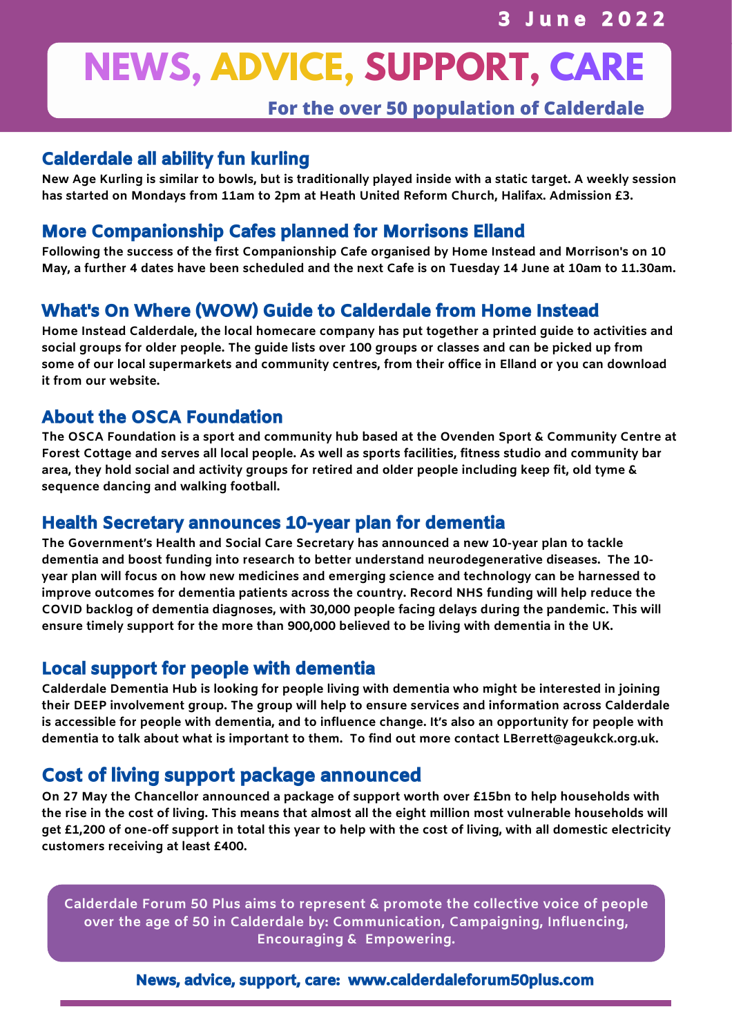3 June 2022

# NEWS, ADVICE, SUPPORT, CARE

**For the over 50 population of Calderdale**

## Calderdale all ability fun kurling

**New Age Kurling is similar to bowls, but is traditionally played inside with a static target. A weekly session has started on Mondays from 11am to 2pm at Heath United Reform Church, Halifax. Admission £3.**

## More Companionship Cafes planned for Morrisons Elland

**Following the success of the first Companionship Cafe organised by Home Instead and Morrison's on 10 May, a further 4 dates have been scheduled and the next Cafe is on Tuesday 14 June at 10am to 11.30am.**

## What's On Where (WOW) Guide to Calderdale from Home Instead

**Home Instead Calderdale, the local homecare company has put together a printed guide to activities and social groups for older people. The guide lists over 100 groups or classes and can be picked up from some of our local supermarkets and community centres, from their office in Elland or you can download it from our website.**

## About the OSCA Foundation

**The OSCA Foundation is a sport and community hub based at the Ovenden Sport & Community Centre at Forest Cottage and serves all local people. As well as sports facilities, fitness studio and community bar area, they hold social and activity groups for retired and older people including keep fit, old tyme & sequence dancing and walking football.**

## Health Secretary announces 10-year plan for dementia

**The Government's Health and Social Care Secretary has announced a new 10-year plan to tackle dementia and boost funding into research to better understand neurodegenerative diseases. The 10-year plan will focus on how new medicines and emerging science and technology can be harnessed to improve outcomes for dementia patients across the country. Record NHS funding will help reduce the COVID backlog of dementia diagnoses, with 30,000 people facing delays during the pandemic. This will ensure timely support for the more than 900,000 believed to be living with dementia in the UK.**

## Local support for people with dementia

**Calderdale Dementia Hub is looking for people living with dementia who might be interested in joining their DEEP involvement group. The group will help to ensure services and information across Calderdale is accessible for people with dementia, and to influence change. It's also an opportunity for people with dementia to talk about what is important to them. To find out more contact LBerrett@ageukck.org.uk.**

## Cost of living support package announced

**On 27 May the Chancellor announced a package of support worth over £15bn to help households with the rise in the cost of living. This means that almost all the eight million most vulnerable households will get £1,200 of one-off support in total this year to help with the cost of living, with all domestic electricity customers receiving at least £400.**

**Calderdale Forum 50 Plus aims to represent & promote the collective voice of people over the age of 50 in Calderdale by: Communication, Campaigning, Influencing, Encouraging & Empowering.**

**News, advice, support, care: www.calderdaleforum50plus.com**